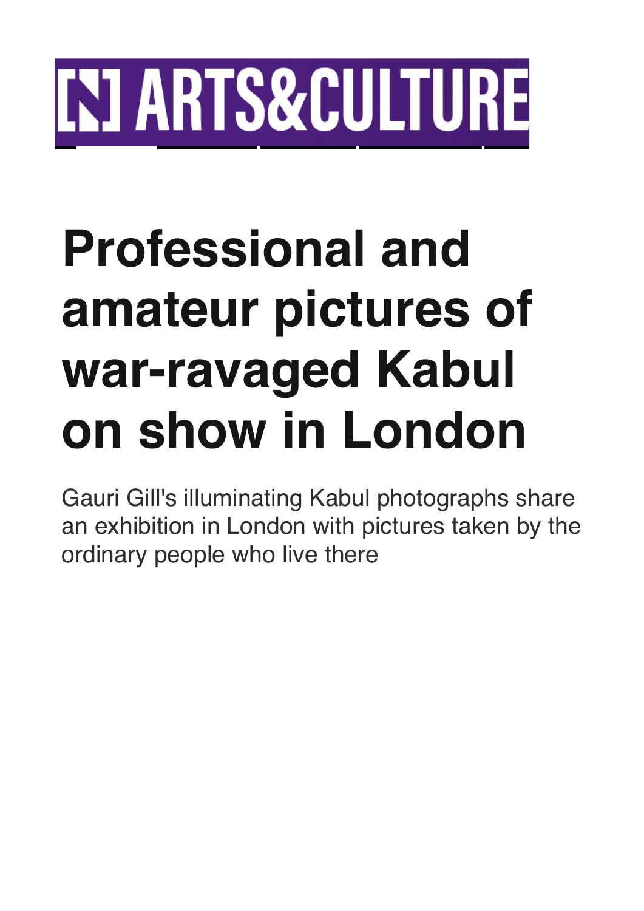[N] ARTS&CULTURE

# Professional and amateur pictures of war-ravaged Kabul on show in London

Gauri Gill's illuminating Kabul photographs share an exhibition in London with pictures taken by the ordinary people who live there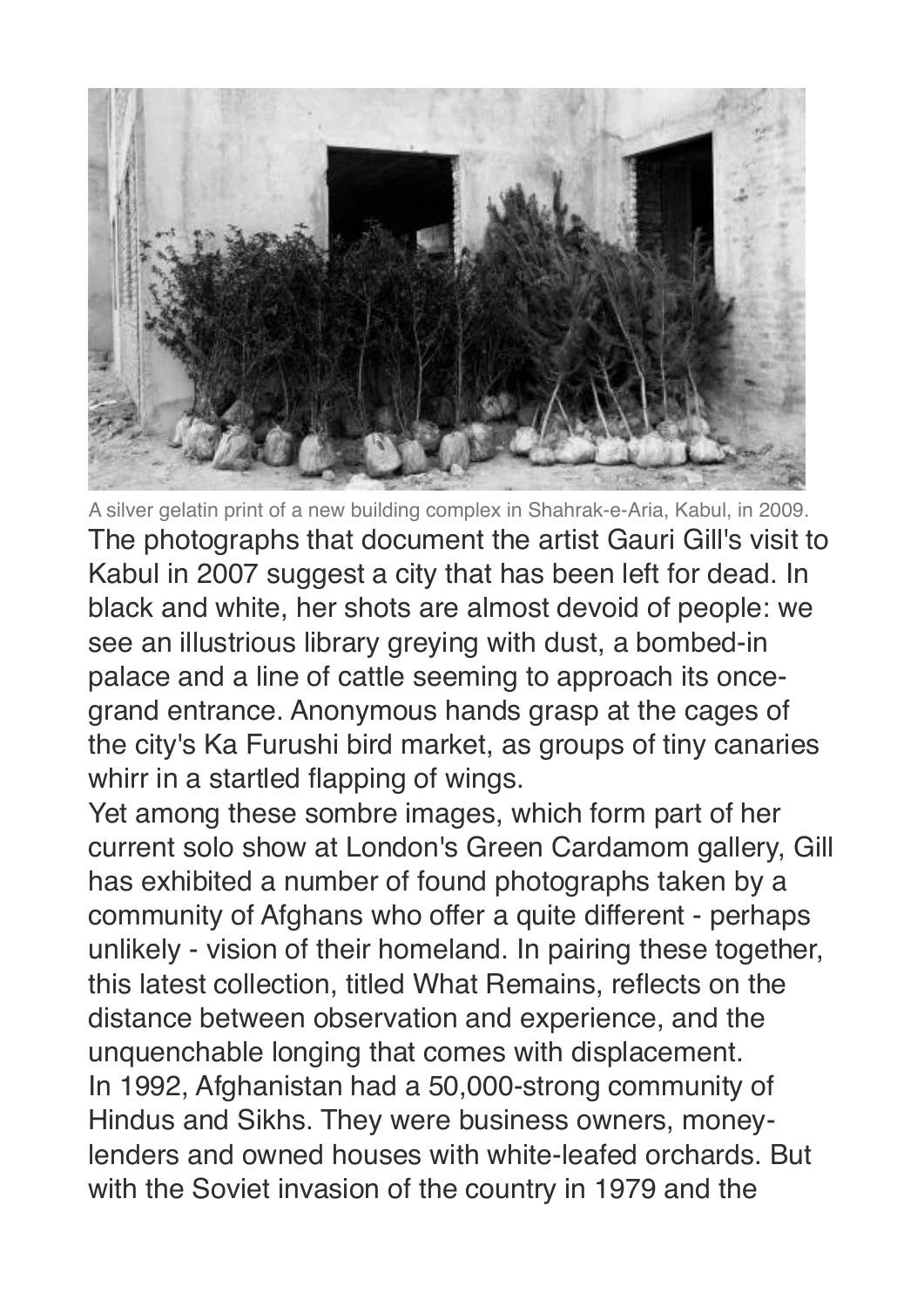A silver gelatin print of a new building complex in Shahrak-e-Aria, Kabul, in 2009.

The photographs that document the artist Gauri Gill's visit to Kabul in 2007 suggest a city that has been left for dead. In black and white, her shots are almost devoid of people: we see an illustrious library greying with dust, a bombed-in palace and a line of cattle seeming to approach its once-grand entrance. Anonymous hands grasp at the cages of the city's Ka Furushi bird market, as groups of tiny canaries whirr in a startled flapping of wings.

Yet among these sombre images, which form part of her current solo show at London's Green Cardamom gallery, Gill has exhibited a number of found photographs taken by a community of Afghans who offer a quite different - perhaps unlikely - vision of their homeland. In pairing these together, this latest collection, titled What Remains, reflects on the distance between observation and experience, and the unquenchable longing that comes with displacement.

In 1992, Afghanistan had a 50,000-strong community of Hindus and Sikhs. They were business owners, money-lenders and owned houses with white-leafed orchards. But with the Soviet invasion of the country in 1979 and the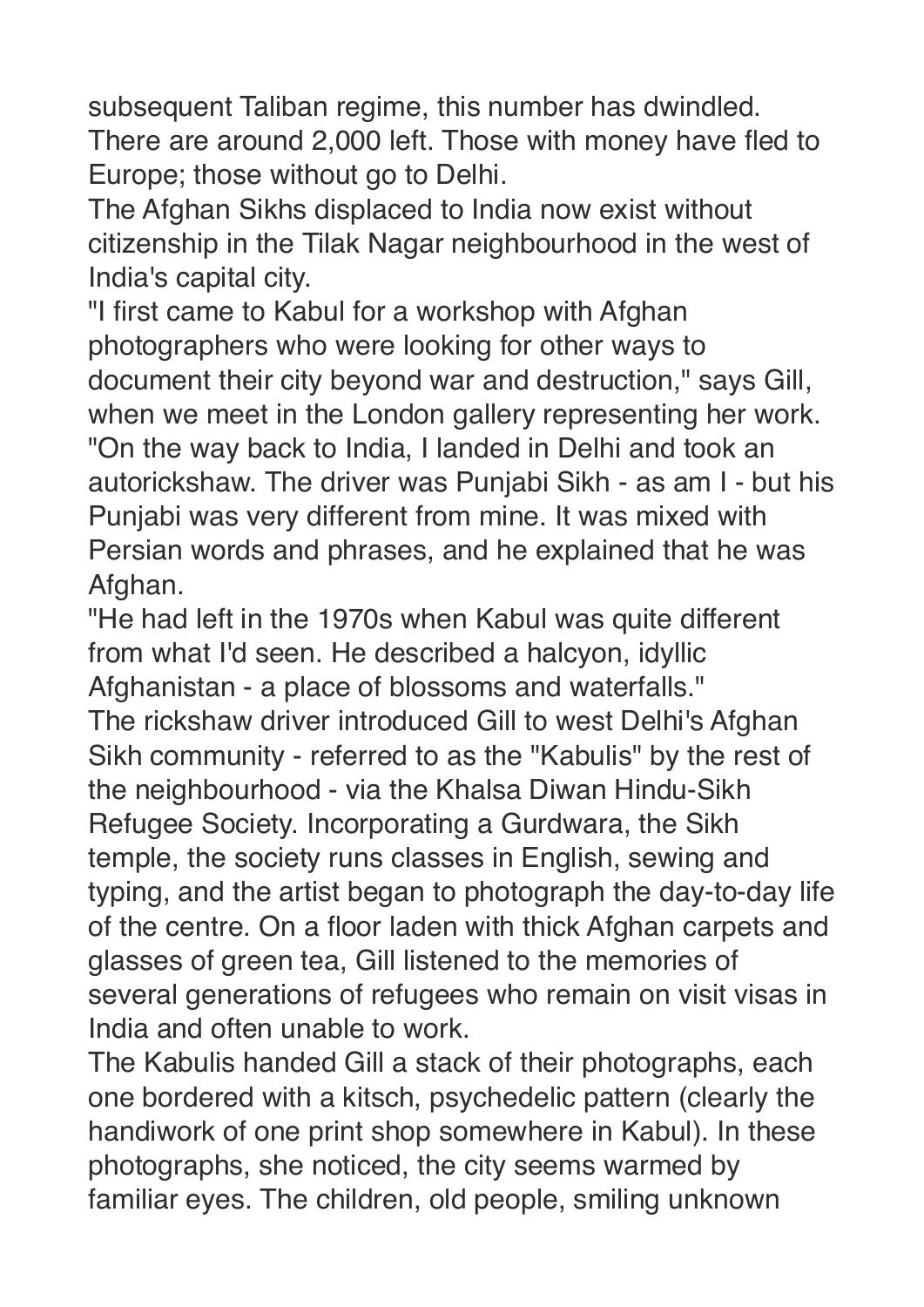subsequent Taliban regime, this number has dwindled. There are around 2,000 left. Those with money have fled to Europe; those without go to Delhi.

The Afghan Sikhs displaced to India now exist without citizenship in the Tilak Nagar neighbourhood in the west of India's capital city.

"I first came to Kabul for a workshop with Afghan photographers who were looking for other ways to document their city beyond war and destruction," says Gill, when we meet in the London gallery representing her work. "On the way back to India, I landed in Delhi and took an autorickshaw. The driver was Punjabi Sikh - as am I - but his Punjabi was very different from mine. It was mixed with Persian words and phrases, and he explained that he was Afghan.

"He had left in the 1970s when Kabul was quite different from what I'd seen. He described a halcyon, idyllic Afghanistan - a place of blossoms and waterfalls."

The rickshaw driver introduced Gill to west Delhi's Afghan Sikh community - referred to as the "Kabulis" by the rest of the neighbourhood - via the Khalsa Diwan Hindu-Sikh Refugee Society. Incorporating a Gurdwara, the Sikh temple, the society runs classes in English, sewing and typing, and the artist began to photograph the day-to-day life of the centre. On a floor laden with thick Afghan carpets and glasses of green tea, Gill listened to the memories of several generations of refugees who remain on visit visas in India and often unable to work.

The Kabulis handed Gill a stack of their photographs, each one bordered with a kitsch, psychedelic pattern (clearly the handiwork of one print shop somewhere in Kabul). In these photographs, she noticed, the city seems warmed by familiar eyes. The children, old people, smiling unknown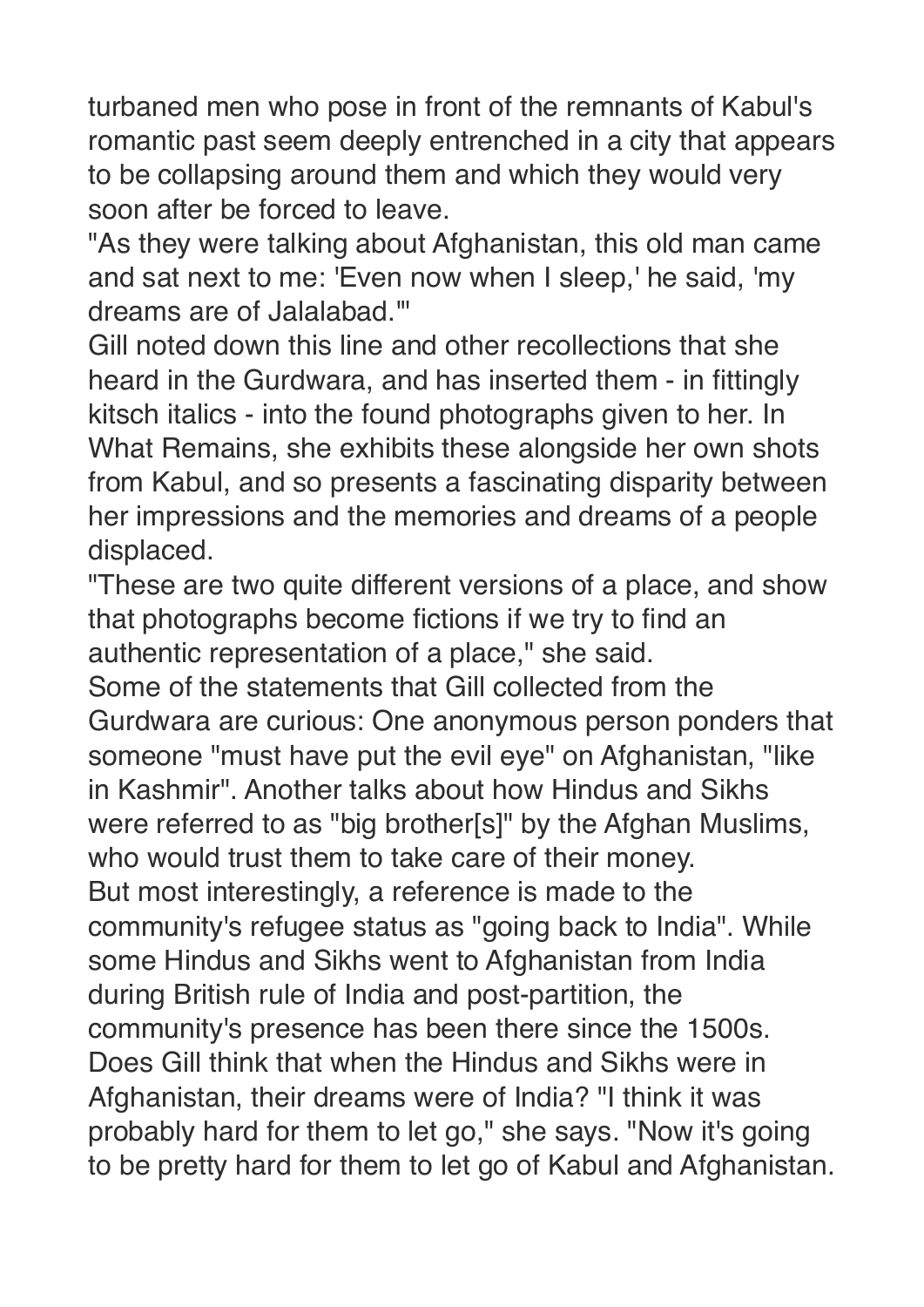turbaned men who pose in front of the remnants of Kabul's romantic past seem deeply entrenched in a city that appears to be collapsing around them and which they would very soon after be forced to leave.

"As they were talking about Afghanistan, this old man came and sat next to me: 'Even now when I sleep,' he said, 'my dreams are of Jalalabad.'"

Gill noted down this line and other recollections that she heard in the Gurdwara, and has inserted them - in fittingly kitsch italics - into the found photographs given to her. In What Remains, she exhibits these alongside her own shots from Kabul, and so presents a fascinating disparity between her impressions and the memories and dreams of a people displaced.

"These are two quite different versions of a place, and show that photographs become fictions if we try to find an authentic representation of a place," she said.

Some of the statements that Gill collected from the Gurdwara are curious: One anonymous person ponders that someone "must have put the evil eye" on Afghanistan, "like in Kashmir". Another talks about how Hindus and Sikhs were referred to as "big brother[s]" by the Afghan Muslims, who would trust them to take care of their money.

But most interestingly, a reference is made to the community's refugee status as "going back to India". While some Hindus and Sikhs went to Afghanistan from India during British rule of India and post-partition, the community's presence has been there since the 1500s. Does Gill think that when the Hindus and Sikhs were in Afghanistan, their dreams were of India? "I think it was probably hard for them to let go," she says. "Now it's going to be pretty hard for them to let go of Kabul and Afghanistan.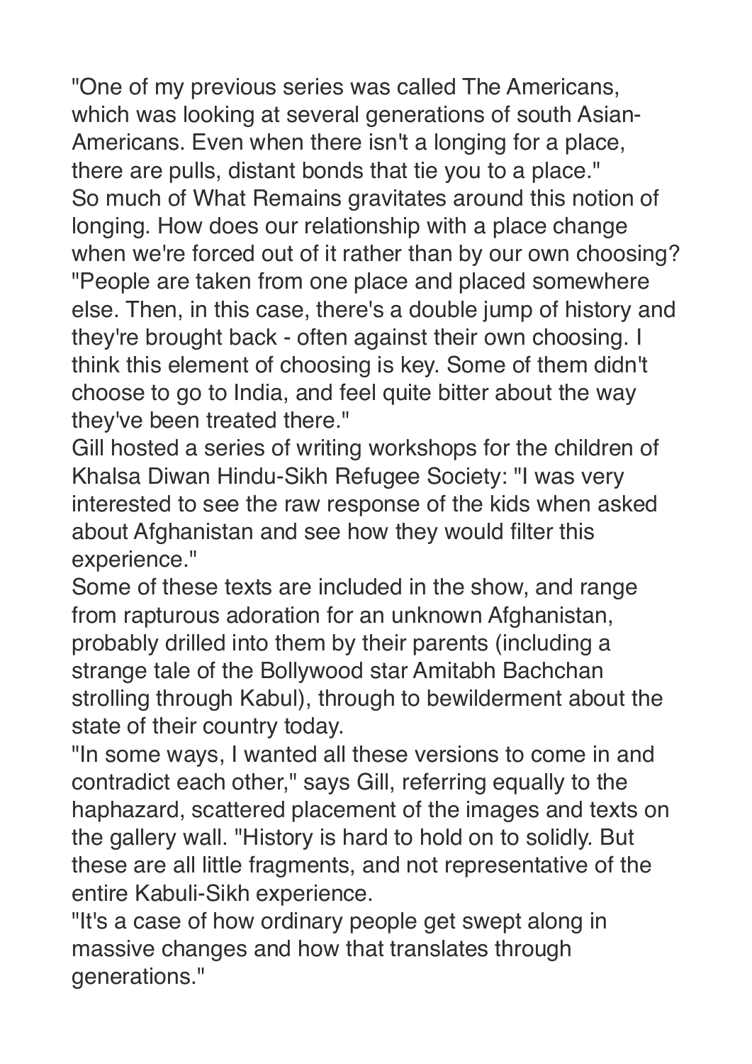"One of my previous series was called The Americans, which was looking at several generations of south Asian-Americans. Even when there isn't a longing for a place, there are pulls, distant bonds that tie you to a place."

So much of What Remains gravitates around this notion of longing. How does our relationship with a place change when we're forced out of it rather than by our own choosing?

"People are taken from one place and placed somewhere else. Then, in this case, there's a double jump of history and they're brought back - often against their own choosing. I think this element of choosing is key. Some of them didn't choose to go to India, and feel quite bitter about the way they've been treated there."

Gill hosted a series of writing workshops for the children of Khalsa Diwan Hindu-Sikh Refugee Society: "I was very interested to see the raw response of the kids when asked about Afghanistan and see how they would filter this experience."

Some of these texts are included in the show, and range from rapturous adoration for an unknown Afghanistan, probably drilled into them by their parents (including a strange tale of the Bollywood star Amitabh Bachchan strolling through Kabul), through to bewilderment about the state of their country today.

"In some ways, I wanted all these versions to come in and contradict each other," says Gill, referring equally to the haphazard, scattered placement of the images and texts on the gallery wall. "History is hard to hold on to solidly. But these are all little fragments, and not representative of the entire Kabuli-Sikh experience.

"It's a case of how ordinary people get swept along in massive changes and how that translates through generations."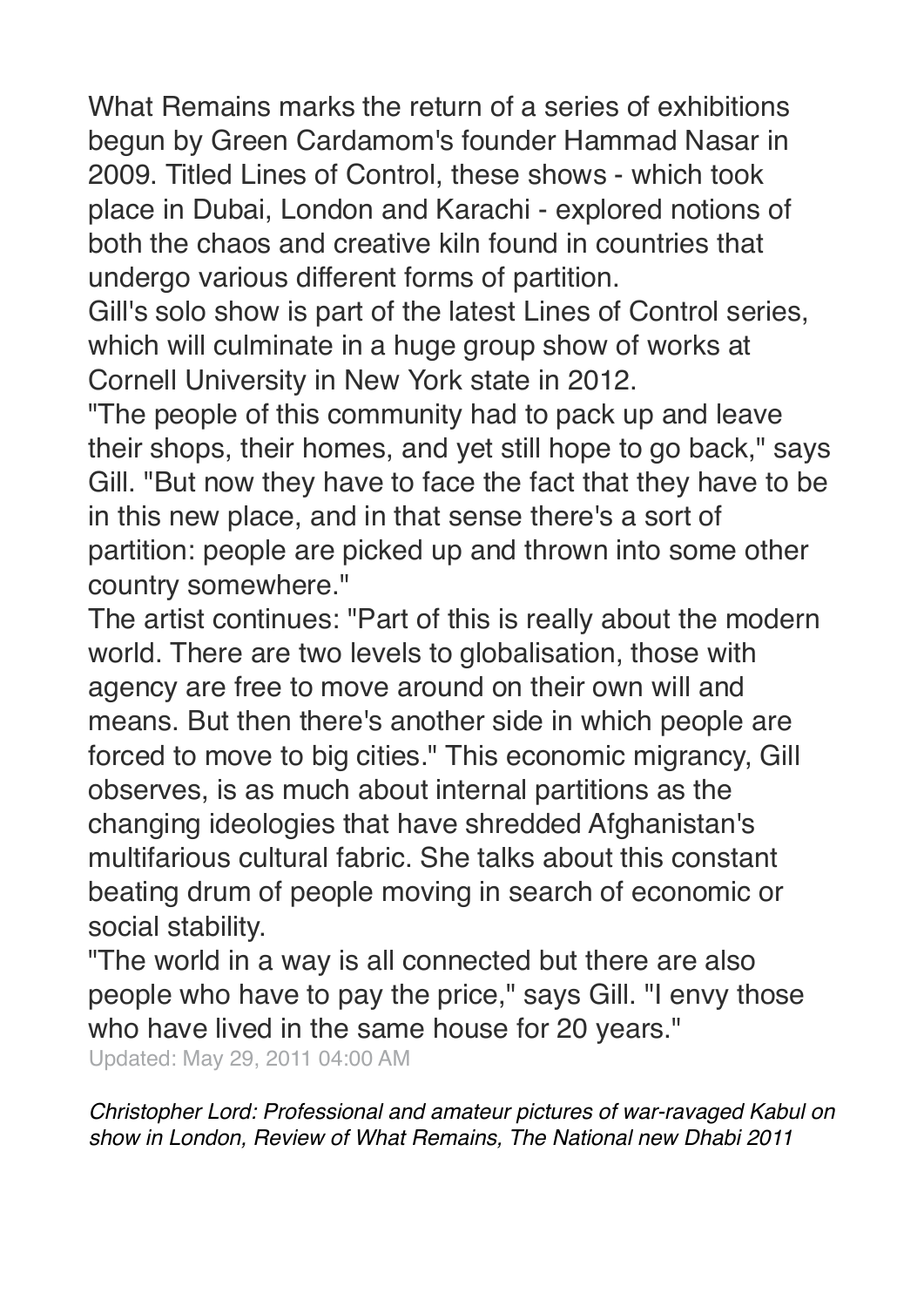What Remains marks the return of a series of exhibitions begun by Green Cardamom's founder Hammad Nasar in 2009. Titled Lines of Control, these shows - which took place in Dubai, London and Karachi - explored notions of both the chaos and creative kiln found in countries that undergo various different forms of partition.

Gill's solo show is part of the latest Lines of Control series, which will culminate in a huge group show of works at Cornell University in New York state in 2012.

"The people of this community had to pack up and leave their shops, their homes, and yet still hope to go back," says Gill. "But now they have to face the fact that they have to be in this new place, and in that sense there's a sort of partition: people are picked up and thrown into some other country somewhere."

The artist continues: "Part of this is really about the modern world. There are two levels to globalisation, those with agency are free to move around on their own will and means. But then there's another side in which people are forced to move to big cities." This economic migrancy, Gill observes, is as much about internal partitions as the changing ideologies that have shredded Afghanistan's multifarious cultural fabric. She talks about this constant beating drum of people moving in search of economic or social stability.

"The world in a way is all connected but there are also people who have to pay the price," says Gill. "I envy those who have lived in the same house for 20 years."

Updated: May 29, 2011 04:00 AM

*Christopher Lord: Professional and amateur pictures of war-ravaged Kabul on show in London, Review of What Remains, The National new Dhabi 2011*